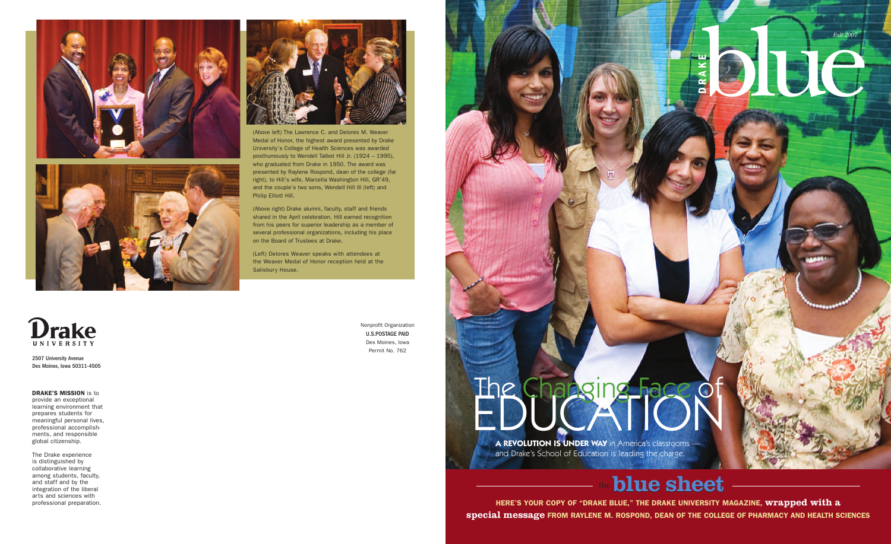(Above left) The Lawrence C. and Delores M. Weaver Medal of Honor, the highest award presented by Drake University's College of Health Sciences was awarded posthumously to Wendell Talbot Hill Jr. (1924 – 1995), who graduated from Drake in 1950. The award was presented by Raylene Rospond, dean of the college (far right), to Hill's wife, Marcella Washington Hill, GR'49, and the couple's two sons, Wendell Hill III (left) and Philip Elliott Hill.

(Above right) Drake alumni, faculty, staff and friends shared in the April celebration. Hill earned recognition from his peers for superior leadership as a member of several professional organizations, including his place on the Board of Trustees at Drake.

(Left) Delores Weaver speaks with attendees at the Weaver Medal of Honor reception held at the Salisbury House.

Drake UNIVERSITY

2507 University Avenue
Des Moines, Iowa 50311-4505

**DRAKE'S MISSION** is to provide an exceptional learning environment that prepares students for meaningful personal lives, professional accomplishments, and responsible global citizenship.

The Drake experience is distinguished by collaborative learning among students, faculty, and staff and by the integration of the liberal arts and sciences with professional preparation.

Nonprofit Organization
**U.S.POSTAGE PAID**
Des Moines, Iowa
Permit No. 762

DRAKE blue

*Fall 2007*

# The Changing Face of EDUCATION

**A REVOLUTION IS UNDER WAY** in America's classrooms — and Drake's School of Education is leading the charge.

## the blue sheet

**HERE'S YOUR COPY OF "DRAKE BLUE," THE DRAKE UNIVERSITY MAGAZINE, wrapped with a special message FROM RAYLENE M. ROSPOND, DEAN OF THE COLLEGE OF PHARMACY AND HEALTH SCIENCES**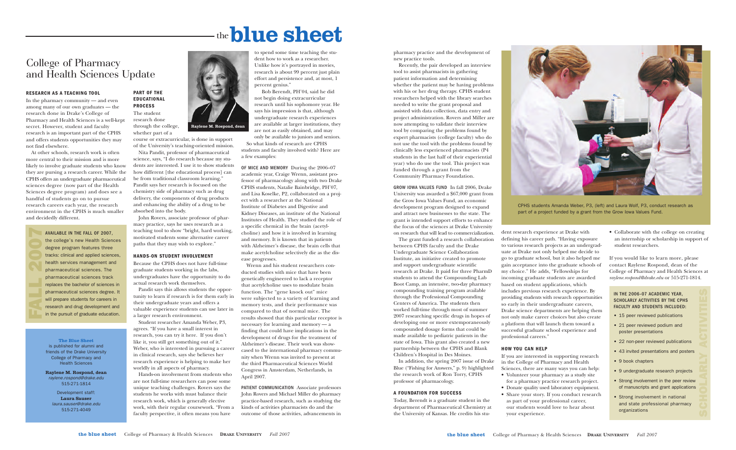# the blue sheet

## College of Pharmacy and Health Sciences Update

### RESEARCH AS A TEACHING TOOL

In the pharmacy community — and even among many of our own graduates — the research done in Drake's College of Pharmacy and Health Sciences is a well-kept secret. However, student and faculty research is an important part of the CPHS and offers students opportunities they may not find elsewhere.

At other schools, research work is often more central to their mission and is more likely to involve graduate students who know they are pursuing a research career. While the CPHS offers an undergraduate pharmaceutical sciences degree (now part of the Health Sciences degree program) and does see a handful of students go on to pursue research careers each year, the research environment in the CPHS is much smaller and decidedly different.

**FALL 2007**

**AVAILABLE IN THE FALL OF 2007,** the college's new Health Sciences degree program features three tracks: clinical and applied sciences, health services management and pharmaceutical sciences. The pharmaceutical sciences track replaces the bachelor of sciences in pharmaceutical sciences degree. It will prepare students for careers in research and drug development and in the pursuit of graduate education.

**The Blue Sheet**
is published for alumni and friends of the Drake University College of Pharmacy and Health Sciences

**Raylene M. Rospond, dean**
*raylene.rospond@drake.edu*
515-271-1814

Development staff:
**Laura Sauser**
*laura.sauser@drake.edu*
515-271-4049

### PART OF THE EDUCATIONAL PROCESS

Raylene M. Rospond, dean

The student research done through the college, whether part of a course or extracurricular, is done in support of the University's teaching-oriented mission.

Nita Pandit, professor of pharmaceutical science, says, "I do research because my students are interested. I use it to show students how different [the educational process] can be from traditional classroom learning." Pandit says her research is focused on the chemistry side of pharmacy such as drug delivery, the components of drug products and enhancing the ability of a drug to be absorbed into the body.

John Rovers, associate professor of pharmacy practice, says he uses research as a teaching tool to show "bright, hard working, motivated students some alternative career paths that they may wish to explore."

### HANDS-ON STUDENT INVOLVEMENT

Because the CPHS does not have full-time graduate students working in the labs, undergraduates have the opportunity to do actual research work themselves.

Pandit says this allows students the opportunity to learn if research is for them early in their undergraduate years and offers a valuable experience students can use later in a larger research environment.

Student researcher Amanda Weber, P3, agrees. "If you have a small interest in research, you can try it here. If you don't like it, you still get something out of it." Weber, who is interested in pursuing a career in clinical research, says she believes her research experience is helping to make her worldly in all aspects of pharmacy.

Hands-on involvement from students who are not full-time researchers can pose some unique teaching challenges. Rovers says the students he works with must balance their research work, which is generally elective work, with their regular coursework. "From a faculty perspective, it often means you have to spend some time teaching the student how to work as a researcher. Unlike how it's portrayed in movies, research is about 99 percent just plain effort and persistence and, at most, 1 percent genius."

Bob Berendt, PH'04, said he did not begin doing extracurricular research until his sophomore year. He says his impression is that, although undergraduate research experiences are available at larger institutions, they are not as easily obtained, and may only be available to juniors and seniors.

So what kinds of research are CPHS students and faculty involved with? Here are a few examples:

**OF MICE AND MEMORY** During the 2006–07 academic year, Craige Wrenn, assistant professor of pharmacology along with two Drake CPHS students, Natalie Bainbridge, PH'07, and Lisa Koselke, P2, collaborated on a project with a researcher at the National Institute of Diabetes and Digestive and Kidney Diseases, an institute of the National Institutes of Health. They studied the role of a specific chemical in the brain (acetylcholine) and how it is involved in learning and memory. It is known that in patients with Alzheimer's disease, the brain cells that make acetylcholine selectively die as the disease progresses.

Wrenn and his student researchers conducted studies with mice that have been genetically engineered to lack a receptor that acetylcholine uses to modulate brain function. The "gene knock out" mice were subjected to a variety of learning and memory tests, and their performance was compared to that of normal mice. The results showed that this particular receptor is necessary for learning and memory — a finding that could have implications in the development of drugs for the treatment of Alzheimer's disease. Their work was showcased to the international pharmacy community when Wrenn was invited to present at the third Pharmaceutical Sciences World Congress in Amsterdam, Netherlands, in April 2007.

**PATIENT COMMUNICATION** Associate professors John Rovers and Michael Miller do pharmacy practice-based research, such as studying the kinds of activities pharmacists do and the outcome of those activities, advancements in pharmacy practice and the development of new practice tools.

Recently, the pair developed an interview tool to assist pharmacists in gathering patient information and determining whether the patient may be having problems with his or her drug therapy. CPHS student researchers helped with the library searches needed to write the grant proposal and assisted with data collection, data entry and project administration. Rovers and Miller are now attempting to validate their interview tool by comparing the problems found by expert pharmacists (college faculty) who do not use the tool with the problems found by clinically less experienced pharmacists (P4 students in the last half of their experiential year) who do use the tool. This project was funded through a grant from the Community Pharmacy Foundation.

**GROW IOWA VALUES FUND** In fall 2006, Drake University was awarded a $67,000 grant from the Grow Iowa Values Fund, an economic development program designed to expand and attract new businesses to the state. The grant is intended support efforts to enhance the focus of the sciences at Drake University on research that will lead to commercialization.

The grant funded a research collaboration between CPHS faculty and the Drake Undergraduate Science Collaboration Institute, an initiative created to promote and support undergraduate scientific research at Drake. It paid for three PharmD students to attend the Compounding Lab Boot Camp, an intensive, two-day pharmacy compounding training program available through the Professional Compounding Centers of America. The students then worked full-time through most of summer 2007 researching specific drugs in hopes of developing one or more extemporaneously compounded dosage forms that could be made available to pediatric patients in the state of Iowa. This grant also created a new partnership between the CPHS and Blank Children's Hospital in Des Moines.

In addition, the spring 2007 issue of Drake Blue ("Fishing for Answers," p. 9) highlighted the research work of Ron Torry, CPHS professor of pharmacology.

CPHS students Amanda Weber, P3, (left) and Laura Wolf, P3, conduct research as part of a project funded by a grant from the Grow Iowa Values Fund.

### A FOUNDATION FOR SUCCESS

Today, Berendt is a graduate student in the department of Pharmaceutical Chemistry at the University of Kansas. He credits his student research experience at Drake with defining his career path. "Having exposure to various research projects as an undergraduate at Drake not only helped me decide to go to graduate school, but it also helped me gain acceptance into the graduate schools of my choice." He adds, "Fellowships for incoming graduate students are awarded based on student applications, which includes previous research experience. By providing students with research opportunities so early in their undergraduate careers, Drake science departments are helping them not only make career choices but also create a platform that will launch them toward a successful graduate school experience and professional careers."

### HOW YOU CAN HELP

If you are interested in supporting research in the College of Pharmacy and Health Sciences, there are many ways you can help:

- Volunteer your pharmacy as a study site for a pharmacy practice research project.
- Donate quality used laboratory equipment.
- Share your story. If you conduct research as part of your professional career, our students would love to hear about your experience.
- Collaborate with the college on creating an internship or scholarship in support of student researchers.

If you would like to learn more, please contact Raylene Rospond, dean of the College of Pharmacy and Health Sciences at *raylene.rospond@drake.edu* or 515-271-1814.

**SCHOLARLY ACTIVITIES**

**IN THE 2006–07 ACADEMIC YEAR, SCHOLARLY ACTIVITIES BY THE CPHS FACULTY AND STUDENTS INCLUDED:**

- 15 peer reviewed publications
- 21 peer reviewed podium and poster presentations
- 22 non-peer reviewed publications
- 43 invited presentations and posters
- 9 book chapters
- 9 undergraduate research projects
- Strong involvement in the peer review of manuscripts and grant applications
- Strong involvement in national and state professional pharmacy organizations